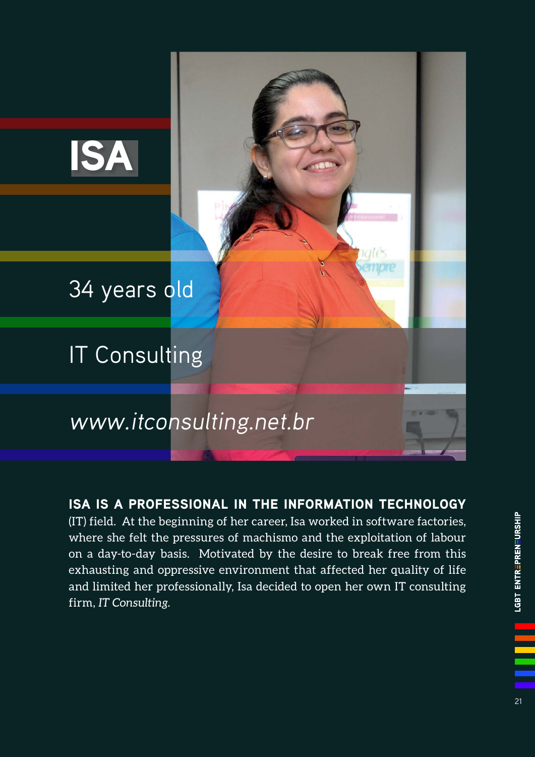# ISA

34 years old

IT Consulting

*www.itconsulting.net.br*

**ISA IS A PROFESSIONAL IN THE INFORMATION TECHNOLOGY** (IT) field. At the beginning of her career, Isa worked in software factories, where she felt the pressures of machismo and the exploitation of labour on a day-to-day basis. Motivated by the desire to break free from this exhausting and oppressive environment that affected her quality of life and limited her professionally, Isa decided to open her own IT consulting firm, *IT Consulting*.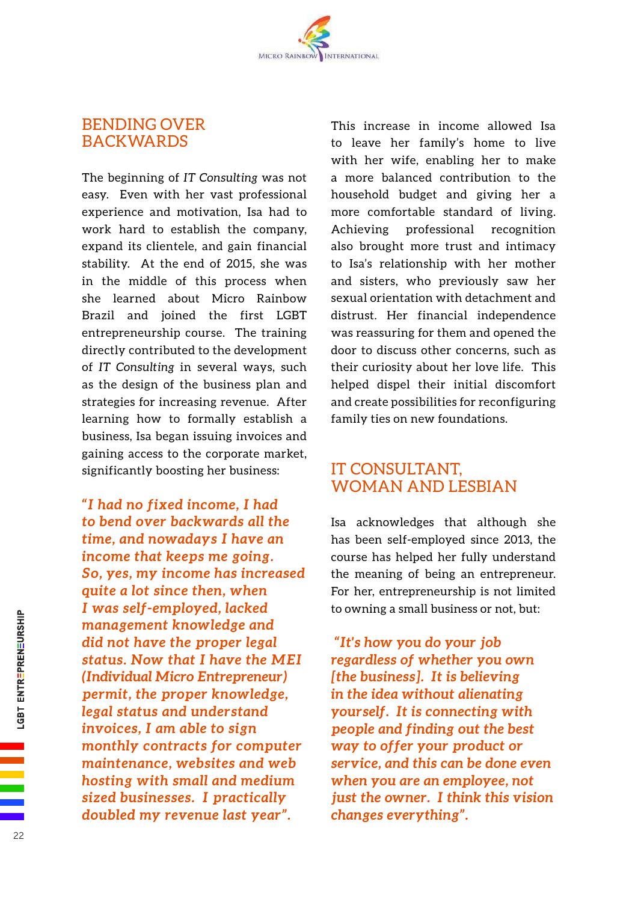## BENDING OVER BACKWARDS

The beginning of *IT Consulting* was not easy. Even with her vast professional experience and motivation, Isa had to work hard to establish the company, expand its clientele, and gain financial stability. At the end of 2015, she was in the middle of this process when she learned about Micro Rainbow Brazil and joined the first LGBT entrepreneurship course. The training directly contributed to the development of *IT Consulting* in several ways, such as the design of the business plan and strategies for increasing revenue. After learning how to formally establish a business, Isa began issuing invoices and gaining access to the corporate market, significantly boosting her business:

***"I had no fixed income, I had to bend over backwards all the time, and nowadays I have an income that keeps me going. So, yes, my income has increased quite a lot since then, when I was self-employed, lacked management knowledge and did not have the proper legal status. Now that I have the MEI (Individual Micro Entrepreneur) permit, the proper knowledge, legal status and understand invoices, I am able to sign monthly contracts for computer maintenance, websites and web hosting with small and medium sized businesses. I practically doubled my revenue last year".***

This increase in income allowed Isa to leave her family's home to live with her wife, enabling her to make a more balanced contribution to the household budget and giving her a more comfortable standard of living. Achieving professional recognition also brought more trust and intimacy to Isa's relationship with her mother and sisters, who previously saw her sexual orientation with detachment and distrust. Her financial independence was reassuring for them and opened the door to discuss other concerns, such as their curiosity about her love life. This helped dispel their initial discomfort and create possibilities for reconfiguring family ties on new foundations.

## IT CONSULTANT, WOMAN AND LESBIAN

Isa acknowledges that although she has been self-employed since 2013, the course has helped her fully understand the meaning of being an entrepreneur. For her, entrepreneurship is not limited to owning a small business or not, but:

***"It's how you do your job regardless of whether you own [the business]. It is believing in the idea without alienating yourself. It is connecting with people and finding out the best way to offer your product or service, and this can be done even when you are an employee, not just the owner. I think this vision changes everything".***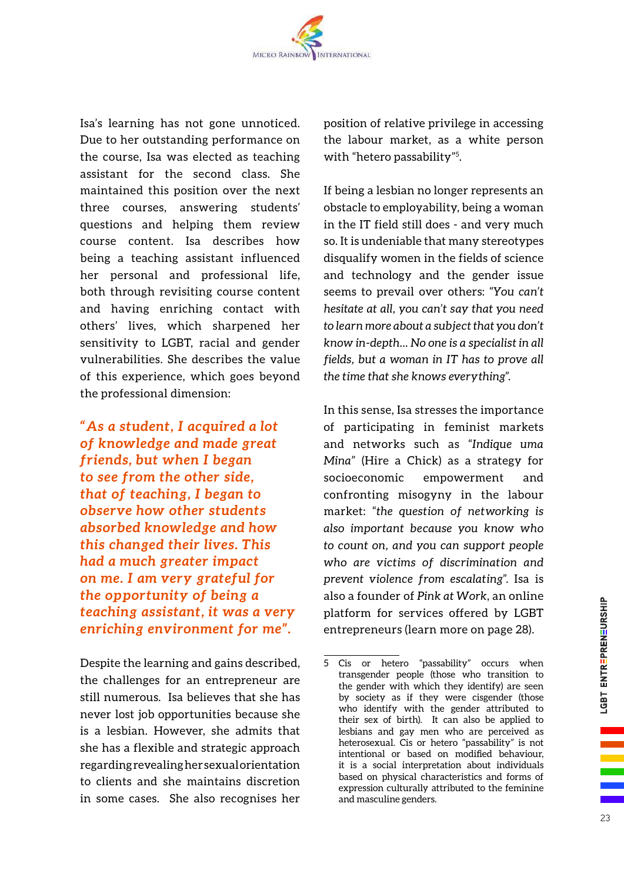Isa's learning has not gone unnoticed. Due to her outstanding performance on the course, Isa was elected as teaching assistant for the second class. She maintained this position over the next three courses, answering students' questions and helping them review course content. Isa describes how being a teaching assistant influenced her personal and professional life, both through revisiting course content and having enriching contact with others' lives, which sharpened her sensitivity to LGBT, racial and gender vulnerabilities. She describes the value of this experience, which goes beyond the professional dimension:

***"As a student, I acquired a lot of knowledge and made great friends, but when I began to see from the other side, that of teaching, I began to observe how other students absorbed knowledge and how this changed their lives. This had a much greater impact on me. I am very grateful for the opportunity of being a teaching assistant, it was a very enriching environment for me".***

Despite the learning and gains described, the challenges for an entrepreneur are still numerous. Isa believes that she has never lost job opportunities because she is a lesbian. However, she admits that she has a flexible and strategic approach regarding revealing her sexual orientation to clients and she maintains discretion in some cases. She also recognises her position of relative privilege in accessing the labour market, as a white person with "hetero passability"[5].

If being a lesbian no longer represents an obstacle to employability, being a woman in the IT field still does - and very much so. It is undeniable that many stereotypes disqualify women in the fields of science and technology and the gender issue seems to prevail over others: "*You can't hesitate at all, you can't say that you need to learn more about a subject that you don't know in-depth... No one is a specialist in all fields, but a woman in IT has to prove all the time that she knows everything*".

In this sense, Isa stresses the importance of participating in feminist markets and networks such as "*Indique uma Mina*" (Hire a Chick) as a strategy for socioeconomic empowerment and confronting misogyny in the labour market: "*the question of networking is also important because you know who to count on, and you can support people who are victims of discrimination and prevent violence from escalating*". Isa is also a founder of *Pink at Work*, an online platform for services offered by LGBT entrepreneurs (learn more on page 28).

---

5 Cis or hetero "passability" occurs when transgender people (those who transition to the gender with which they identify) are seen by society as if they were cisgender (those who identify with the gender attributed to their sex of birth). It can also be applied to lesbians and gay men who are perceived as heterosexual. Cis or hetero "passability" is not intentional or based on modified behaviour, it is a social interpretation about individuals based on physical characteristics and forms of expression culturally attributed to the feminine and masculine genders.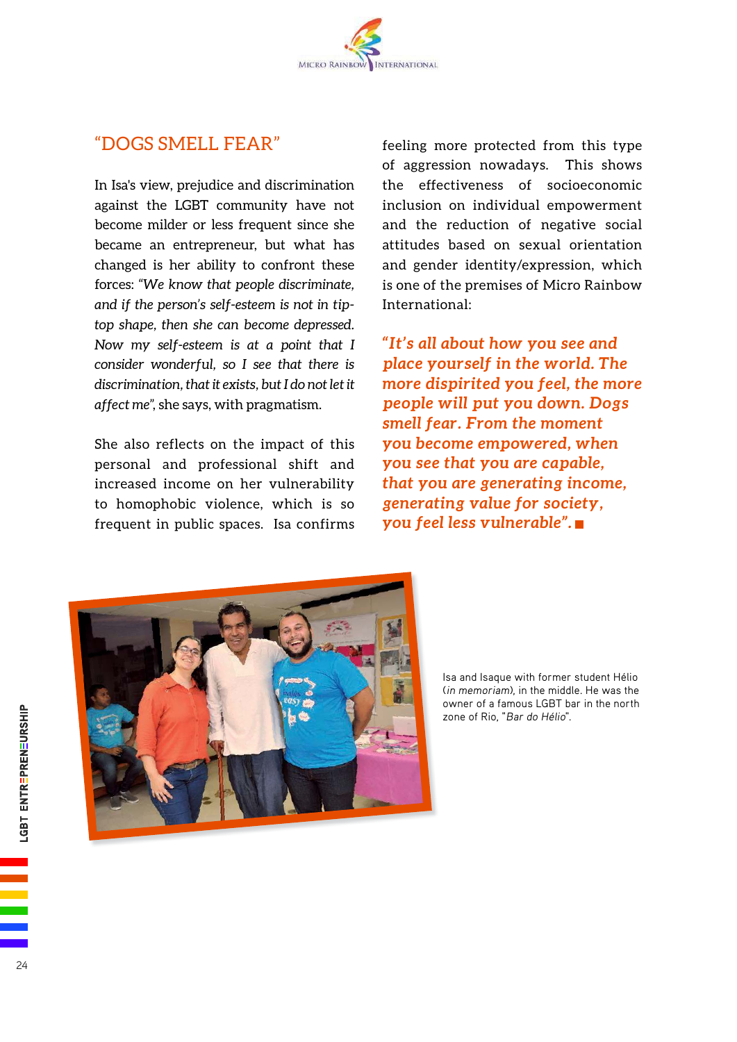## "DOGS SMELL FEAR"

In Isa's view, prejudice and discrimination against the LGBT community have not become milder or less frequent since she became an entrepreneur, but what has changed is her ability to confront these forces: *"We know that people discriminate, and if the person's self-esteem is not in tip-top shape, then she can become depressed. Now my self-esteem is at a point that I consider wonderful, so I see that there is discrimination, that it exists, but I do not let it affect me"*, she says, with pragmatism.

She also reflects on the impact of this personal and professional shift and increased income on her vulnerability to homophobic violence, which is so frequent in public spaces. Isa confirms feeling more protected from this type of aggression nowadays. This shows the effectiveness of socioeconomic inclusion on individual empowerment and the reduction of negative social attitudes based on sexual orientation and gender identity/expression, which is one of the premises of Micro Rainbow International:

***"It's all about how you see and place yourself in the world. The more dispirited you feel, the more people will put you down. Dogs smell fear. From the moment you become empowered, when you see that you are capable, that you are generating income, generating value for society, you feel less vulnerable".***

Isa and Isaque with former student Hélio (*in memoriam*), in the middle. He was the owner of a famous LGBT bar in the north zone of Rio, "*Bar do Hélio*".